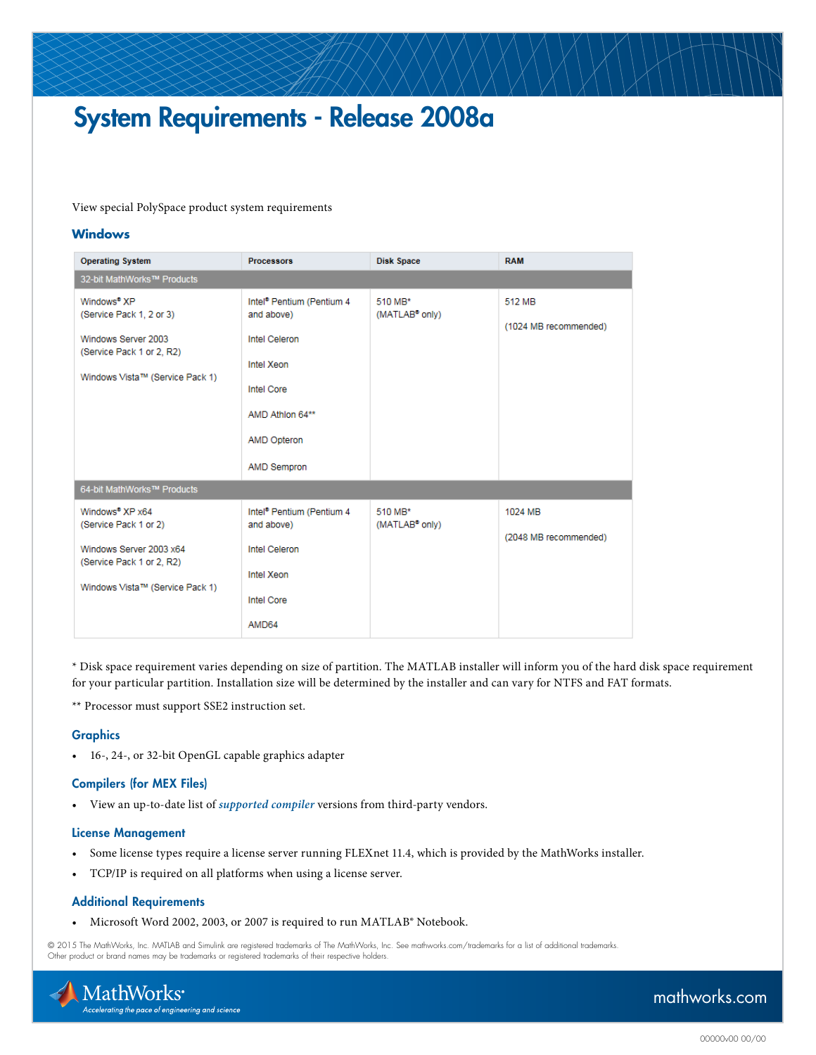# System Requirements - Release 2008a

View special PolySpace product system requirements

## Windows

| Operating System | Processors | Disk Space | RAM |
|---|---|---|---|
| 32-bit MathWorks™ Products | | | |
| Windows® XP (Service Pack 1, 2 or 3)<br><br>Windows Server 2003 (Service Pack 1 or 2, R2)<br><br>Windows Vista™ (Service Pack 1) | Intel® Pentium (Pentium 4 and above)<br><br>Intel Celeron<br><br>Intel Xeon<br><br>Intel Core<br><br>AMD Athlon 64**<br><br>AMD Opteron<br><br>AMD Sempron | 510 MB* (MATLAB® only) | 512 MB<br><br>(1024 MB recommended) |
| 64-bit MathWorks™ Products | | | |
| Windows® XP x64 (Service Pack 1 or 2)<br><br>Windows Server 2003 x64 (Service Pack 1 or 2, R2)<br><br>Windows Vista™ (Service Pack 1) | Intel® Pentium (Pentium 4 and above)<br><br>Intel Celeron<br><br>Intel Xeon<br><br>Intel Core<br><br>AMD64 | 510 MB* (MATLAB® only) | 1024 MB<br><br>(2048 MB recommended) |

* Disk space requirement varies depending on size of partition. The MATLAB installer will inform you of the hard disk space requirement for your particular partition. Installation size will be determined by the installer and can vary for NTFS and FAT formats.

** Processor must support SSE2 instruction set.

### Graphics

- 16-, 24-, or 32-bit OpenGL capable graphics adapter

### Compilers (for MEX Files)

- View an up-to-date list of *supported compiler* versions from third-party vendors.

### License Management

- Some license types require a license server running FLEXnet 11.4, which is provided by the MathWorks installer.
- TCP/IP is required on all platforms when using a license server.

### Additional Requirements

- Microsoft Word 2002, 2003, or 2007 is required to run MATLAB® Notebook.

© 2015 The MathWorks, Inc. MATLAB and Simulink are registered trademarks of The MathWorks, Inc. See mathworks.com/trademarks for a list of additional trademarks. Other product or brand names may be trademarks or registered trademarks of their respective holders.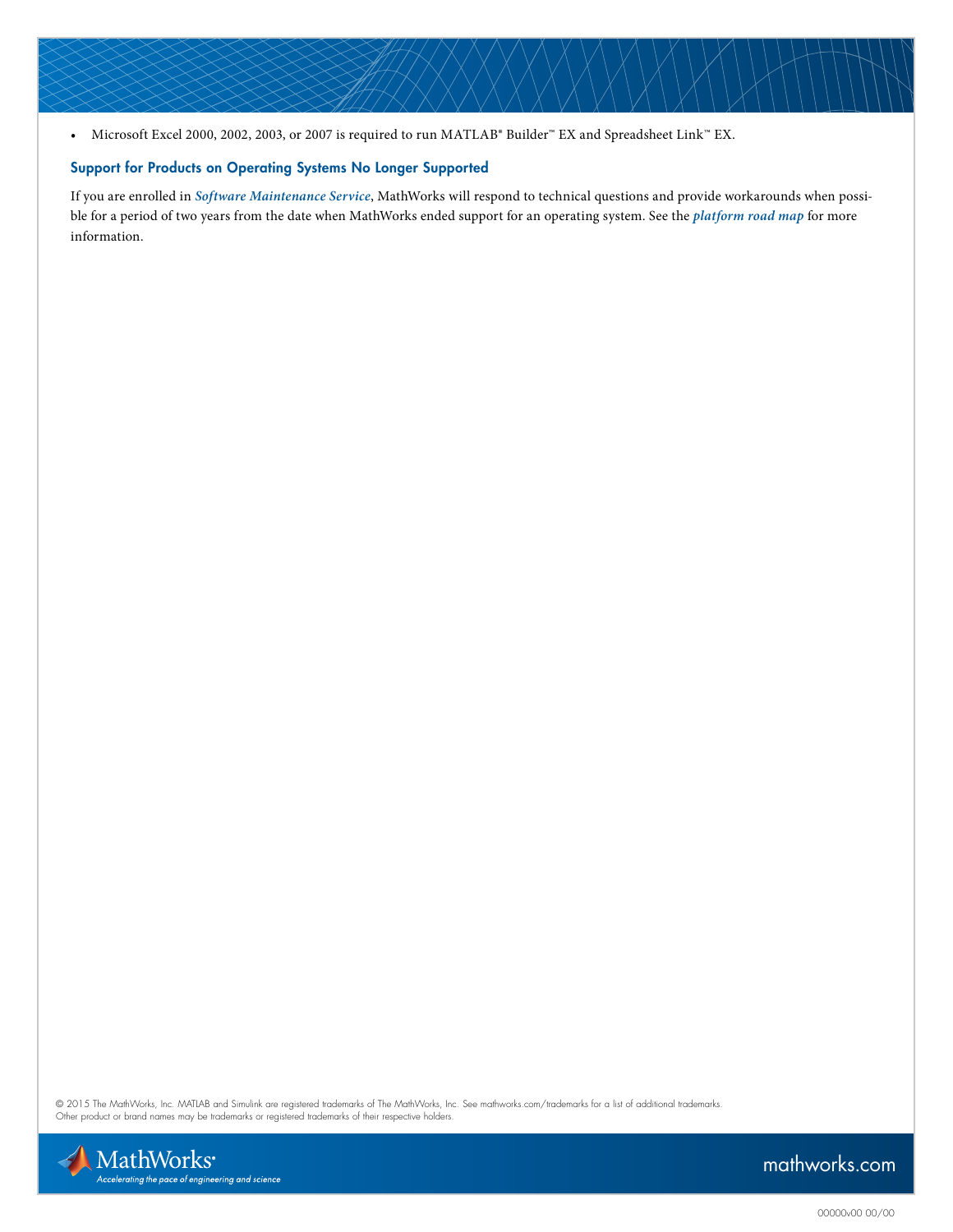- Microsoft Excel 2000, 2002, 2003, or 2007 is required to run MATLAB® Builder™ EX and Spreadsheet Link™ EX.

### Support for Products on Operating Systems No Longer Supported

If you are enrolled in ***Software Maintenance Service***, MathWorks will respond to technical questions and provide workarounds when possible for a period of two years from the date when MathWorks ended support for an operating system. See the ***platform road map*** for more information.

© 2015 The MathWorks, Inc. MATLAB and Simulink are registered trademarks of The MathWorks, Inc. See mathworks.com/trademarks for a list of additional trademarks. Other product or brand names may be trademarks or registered trademarks of their respective holders.

MathWorks®
*Accelerating the pace of engineering and science*

mathworks.com

00000v00 00/00